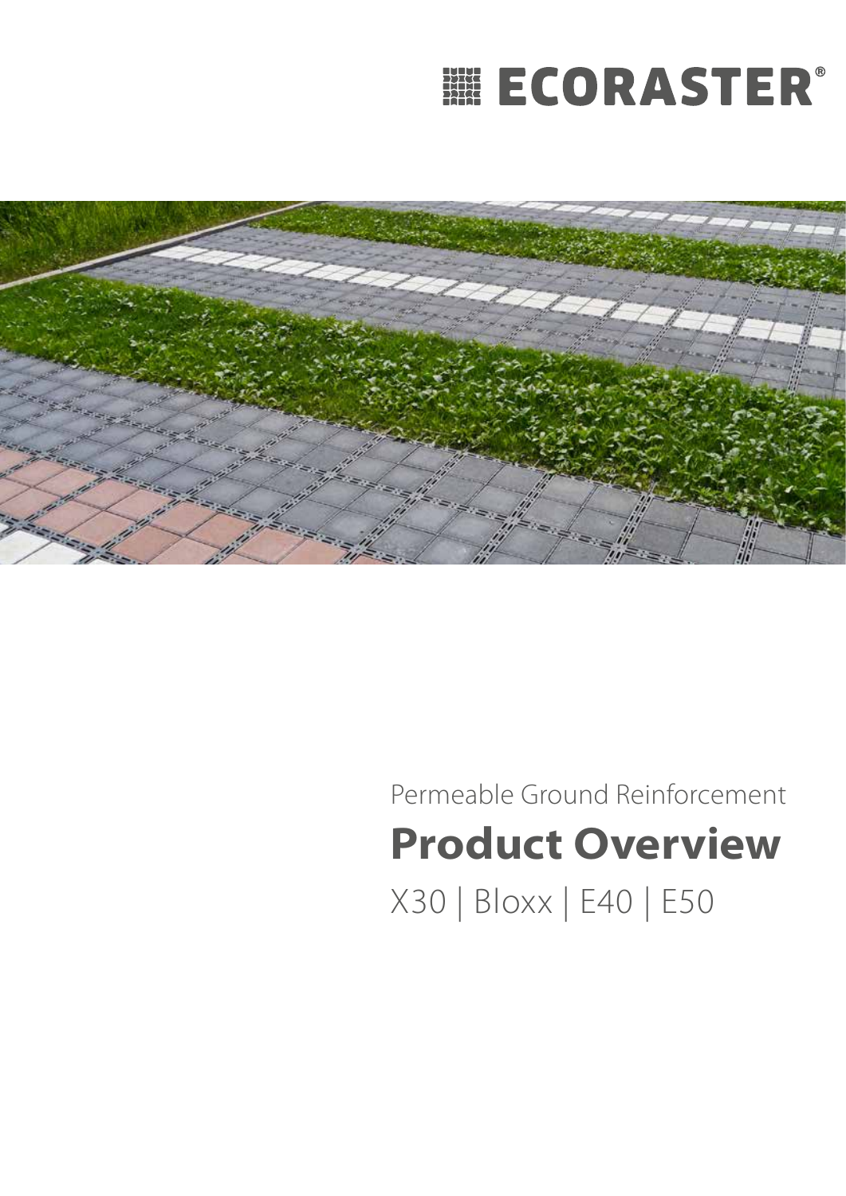ECORASTER®

Permeable Ground Reinforcement

# Product Overview

X30 | Bloxx | E40 | E50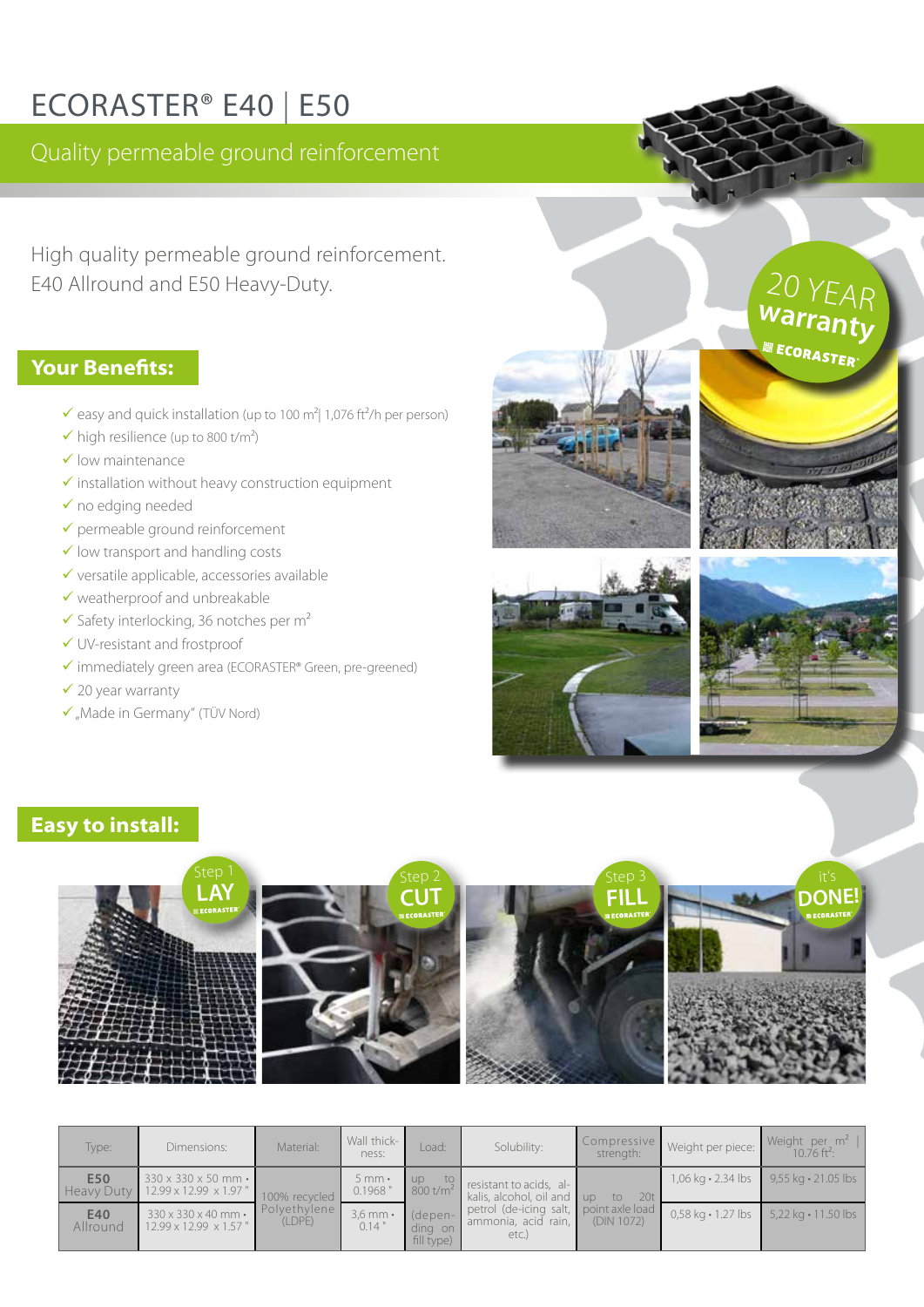# ECORASTER® E40 | E50

## Quality permeable ground reinforcement

High quality permeable ground reinforcement.
E40 Allround and E50 Heavy-Duty.

20 YEAR warranty ECORASTER®

## Your Benefits:

- ✓ easy and quick installation (up to 100 m²| 1,076 ft²/h per person)
- ✓ high resilience (up to 800 t/m²)
- ✓ low maintenance
- ✓ installation without heavy construction equipment
- ✓ no edging needed
- ✓ permeable ground reinforcement
- ✓ low transport and handling costs
- ✓ versatile applicable, accessories available
- ✓ weatherproof and unbreakable
- ✓ Safety interlocking, 36 notches per m²
- ✓ UV-resistant and frostproof
- ✓ immediately green area (ECORASTER® Green, pre-greened)
- ✓ 20 year warranty
- ✓ „Made in Germany" (TÜV Nord)

## Easy to install:

Step 1 LAY — Step 2 CUT — Step 3 FILL — it's DONE!

| Type: | Dimensions: | Material: | Wall thickness: | Load: | Solubility: | Compressive strength: | Weight per piece: | Weight per m² \| 10.76 ft²: |
|---|---|---|---|---|---|---|---|---|
| **E50** Heavy Duty | 330 x 330 x 50 mm • 12.99 x 12.99 x 1.97 " | 100% recycled Polyethylene (LDPE) | 5 mm • 0.1968 " | up to 800 t/m² (depending on fill type) | resistant to acids, alkalis, alcohol, oil and petrol (de-icing salt, ammonia, acid rain, etc.) | up to 20t point axle load (DIN 1072) | 1,06 kg • 2.34 lbs | 9,55 kg • 21.05 lbs |
| **E40** Allround | 330 x 330 x 40 mm • 12.99 x 12.99 x 1.57 " | | 3,6 mm • 0.14 " | | | | 0,58 kg • 1.27 lbs | 5,22 kg • 11.50 lbs |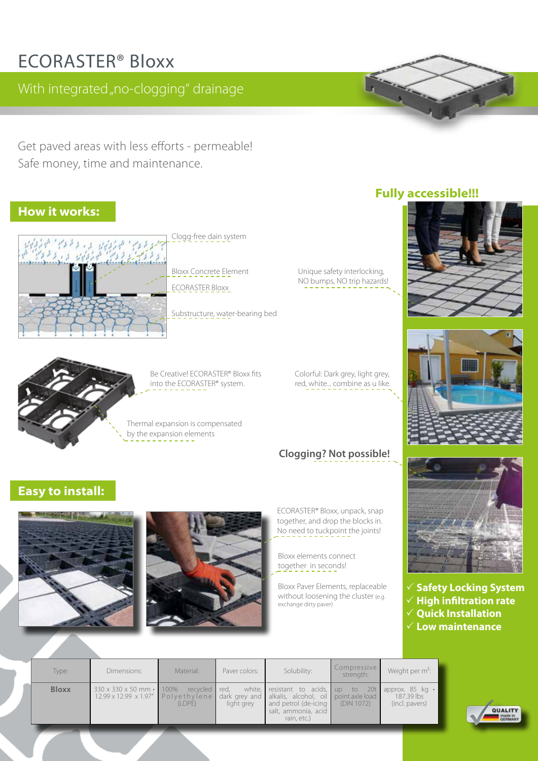# ECORASTER® Bloxx

With integrated „no-clogging" drainage

Get paved areas with less efforts - permeable!
Safe money, time and maintenance.

**Fully accessible!!!**

## How it works:

Clogg-free dain system

Bloxx Concrete Element

ECORASTER Bloxx

Substructure, water-bearing bed

Unique safety interlocking, NO bumps, NO trip hazards!

Be Creative! ECORASTER® Bloxx fits into the ECORASTER® system.

Colorful: Dark grey, light grey, red, white... combine as u like.

Thermal expansion is compensated by the expansion elements

**Clogging? Not possible!**

## Easy to install:

ECORASTER® Bloxx, unpack, snap together, and drop the blocks in. No need to tuckpoint the joints!

Bloxx elements connect together in seconds!

Bloxx Paver Elements, replaceable without loosening the cluster (e.g. exchange dirty paver)

- ✓ **Safety Locking System**
- ✓ **High infiltration rate**
- ✓ **Quick Installation**
- ✓ **Low maintenance**

| Type: | Dimensions: | Material: | Paver colors: | Solubility: | Compressive strength: | Weight per m²: |
|---|---|---|---|---|---|---|
| **Bloxx** | 330 x 330 x 50 mm • 12.99 x 12.99 x 1.97" | 100% recycled Polyethylene (LDPE) | red, white, dark grey and light grey | resistant to acids, alkalis, alcohol, oil and petrol (de-icing salt, ammonia, acid rain, etc.) | up to 20t point axle load (DIN 1072) | approx. 85 kg • 187.39 lbs (incl. pavers) |

QUALITY made in GERMANY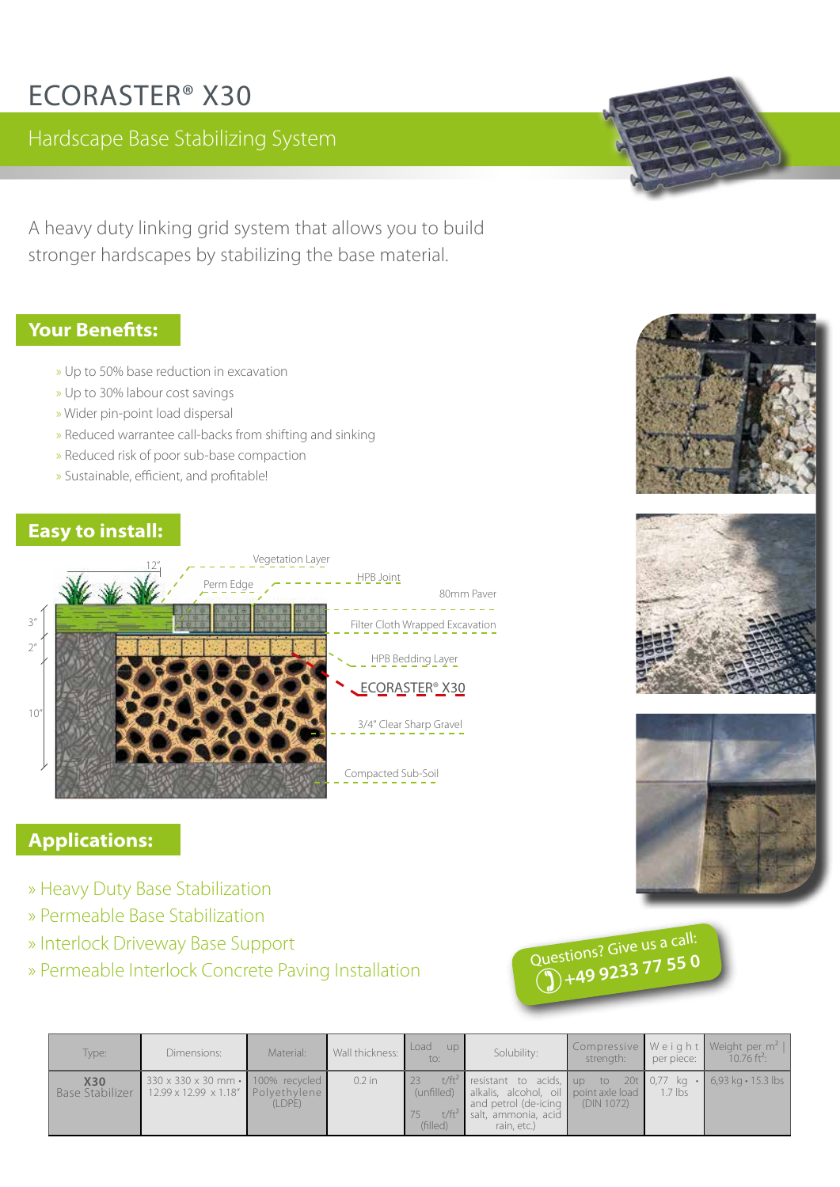# ECORASTER® X30

## Hardscape Base Stabilizing System

A heavy duty linking grid system that allows you to build stronger hardscapes by stabilizing the base material.

## Your Benefits:

- » Up to 50% base reduction in excavation
- » Up to 30% labour cost savings
- » Wider pin-point load dispersal
- » Reduced warrantee call-backs from shifting and sinking
- » Reduced risk of poor sub-base compaction
- » Sustainable, efficient, and profitable!

## Easy to install:

12" · 3" · 2" · 10"

Vegetation Layer

Perm Edge

HPB Joint

80mm Paver

Filter Cloth Wrapped Excavation

HPB Bedding Layer

ECORASTER® X30

3/4" Clear Sharp Gravel

Compacted Sub-Soil

## Applications:

- » Heavy Duty Base Stabilization
- » Permeable Base Stabilization
- » Interlock Driveway Base Support
- » Permeable Interlock Concrete Paving Installation

Questions? Give us a call: +49 9233 77 55 0

| Type: | Dimensions: | Material: | Wall thickness: | Load up to: | Solubility: | Compressive strength: | Weight per piece: | Weight per m² \| 10.76 ft²: |
|---|---|---|---|---|---|---|---|---|
| **X30** Base Stabilizer | 330 x 330 x 30 mm • 12.99 x 12.99 x 1.18" | 100% recycled Polyethylene (LDPE) | 0.2 in | 23 t/ft² (unfilled) 75 t/ft² (filled) | resistant to acids, alkalis, alcohol, oil and petrol (de-icing salt, ammonia, acid rain, etc.) | up to 20t point axle load (DIN 1072) | 0,77 kg • 1.7 lbs | 6,93 kg • 15.3 lbs |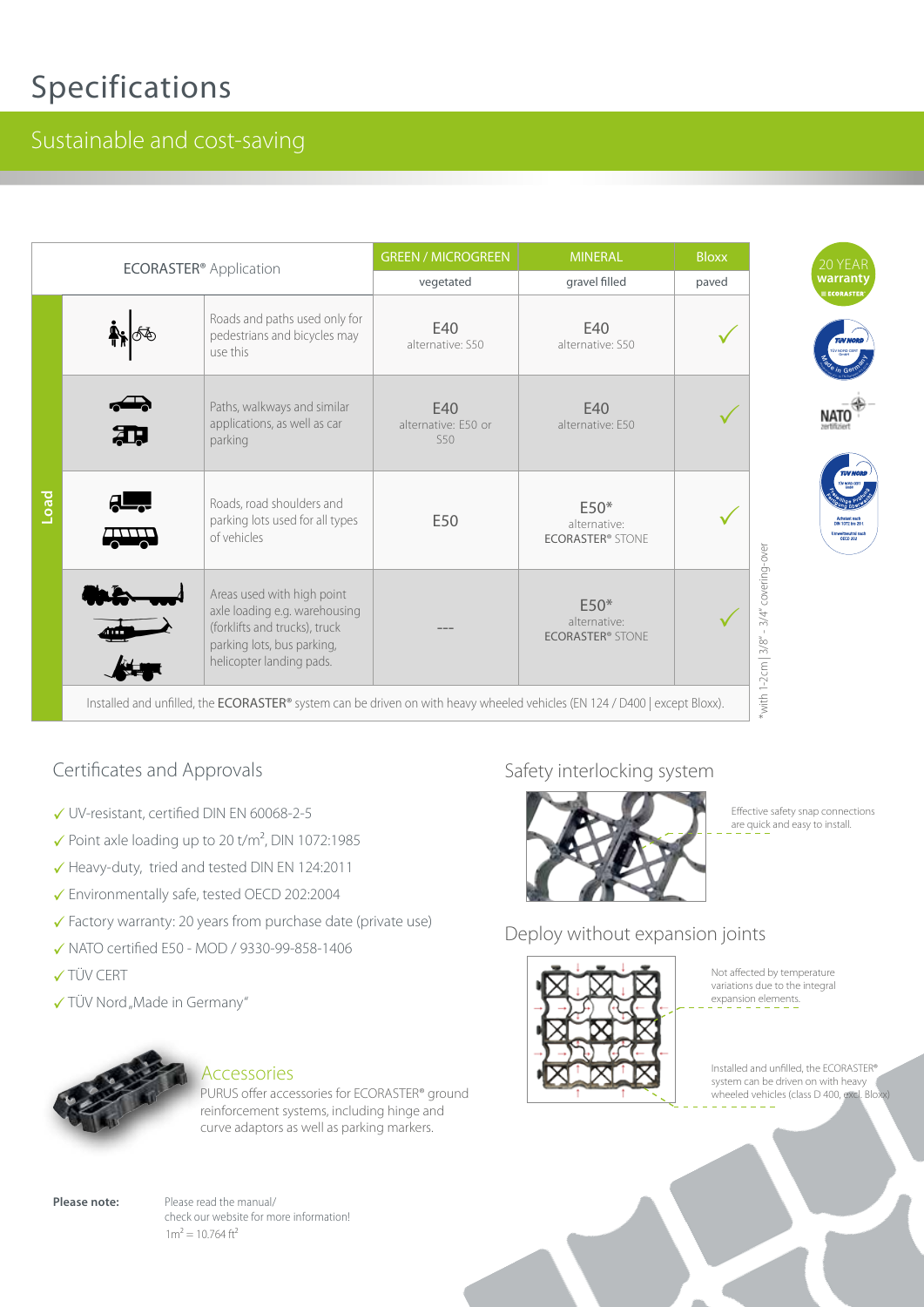# Specifications

## Sustainable and cost-saving

| ECORASTER® Application | | | GREEN / MICROGREEN | MINERAL | Bloxx |
|---|---|---|---|---|---|
| | | | vegetated | gravel filled | paved |
| Load | | Roads and paths used only for pedestrians and bicycles may use this | E40 alternative: S50 | E40 alternative: S50 | ✓ |
| | | Paths, walkways and similar applications, as well as car parking | E40 alternative: E50 or S50 | E40 alternative: E50 | ✓ |
| | | Roads, road shoulders and parking lots used for all types of vehicles | E50 | E50* alternative: ECORASTER® STONE | ✓ |
| | | Areas used with high point axle loading e.g. warehousing (forklifts and trucks), truck parking lots, bus parking, helicopter landing pads. | --- | E50* alternative: ECORASTER® STONE | ✓ |
| | Installed and unfilled, the **ECORASTER®** system can be driven on with heavy wheeled vehicles (EN 124 / D400 \| except Bloxx). | | | | |

*with 1-2cm | 3/8" - 3/4" covering-over

20 YEAR warranty ECORASTER®

NATO zertifiziert

## Certificates and Approvals

- ✓ UV-resistant, certified DIN EN 60068-2-5
- ✓ Point axle loading up to 20 t/m², DIN 1072:1985
- ✓ Heavy-duty, tried and tested DIN EN 124:2011
- ✓ Environmentally safe, tested OECD 202:2004
- ✓ Factory warranty: 20 years from purchase date (private use)
- ✓ NATO certified E50 - MOD / 9330-99-858-1406
- ✓ TÜV CERT
- ✓ TÜV Nord„Made in Germany"

## Accessories

PURUS offer accessories for ECORASTER® ground reinforcement systems, including hinge and curve adaptors as well as parking markers.

## Safety interlocking system

Effective safety snap connections are quick and easy to install.

## Deploy without expansion joints

Not affected by temperature variations due to the integral expansion elements.

Installed and unfilled, the ECORASTER® system can be driven on with heavy wheeled vehicles (class D 400, excl. Bloxx)

**Please note:** Please read the manual/ check our website for more information!
1m² = 10.764 ft²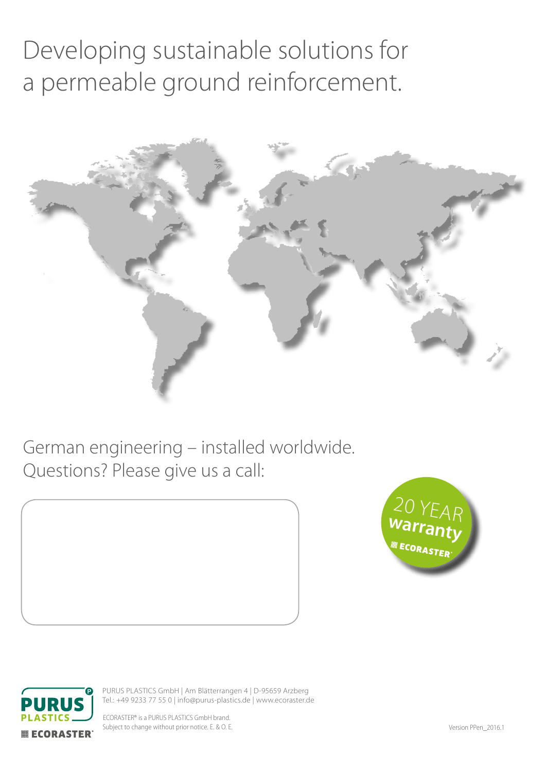# Developing sustainable solutions for a permeable ground reinforcement.

German engineering – installed worldwide.
Questions? Please give us a call:

20 YEAR
**warranty**
ECORASTER

PURUS PLASTICS GmbH | Am Blätterrangen 4 | D-95659 Arzberg
Tel.: +49 9233 77 55 0 | info@purus-plastics.de | www.ecoraster.de

ECORASTER® is a PURUS PLASTICS GmbH brand.
Subject to change without prior notice. E. & O. E.

PURUS PLASTICS
ECORASTER

Version PPen_2016.1